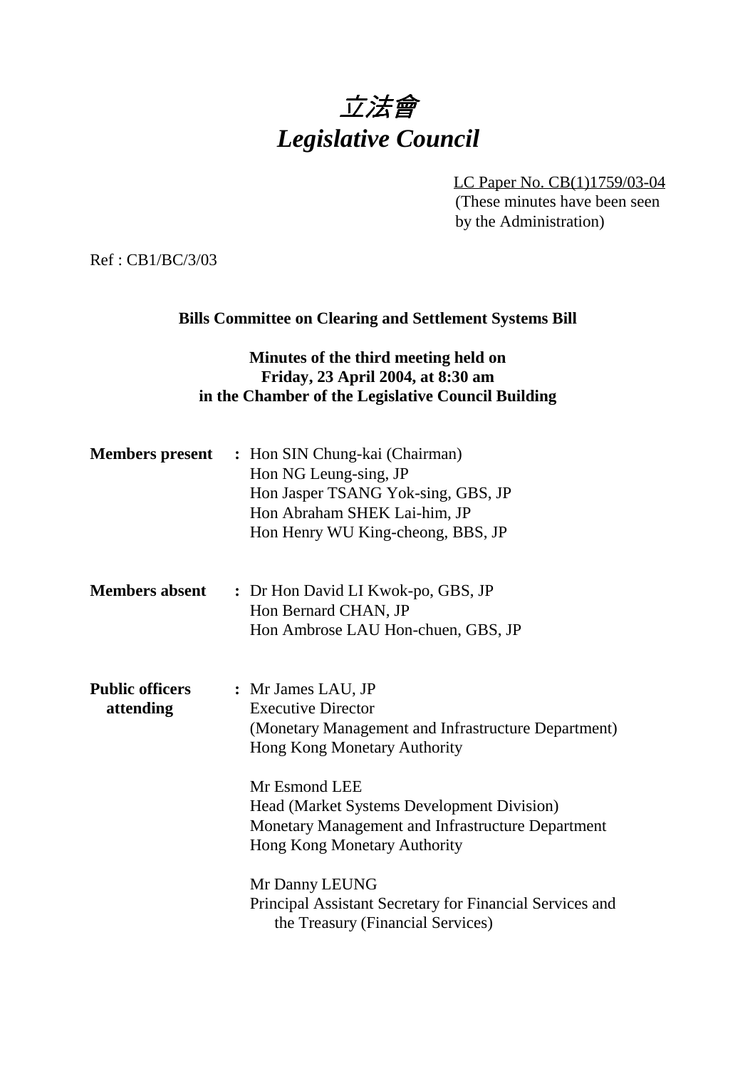# 立法會
# *Legislative Council*

LC Paper No. CB(1)1759/03-04
(These minutes have been seen by the Administration)

Ref : CB1/BC/3/03

**Bills Committee on Clearing and Settlement Systems Bill**

**Minutes of the third meeting held on Friday, 23 April 2004, at 8:30 am in the Chamber of the Legislative Council Building**

**Members present** : Hon SIN Chung-kai (Chairman)
Hon NG Leung-sing, JP
Hon Jasper TSANG Yok-sing, GBS, JP
Hon Abraham SHEK Lai-him, JP
Hon Henry WU King-cheong, BBS, JP

**Members absent** : Dr Hon David LI Kwok-po, GBS, JP
Hon Bernard CHAN, JP
Hon Ambrose LAU Hon-chuen, GBS, JP

**Public officers attending** : Mr James LAU, JP
Executive Director
(Monetary Management and Infrastructure Department)
Hong Kong Monetary Authority

Mr Esmond LEE
Head (Market Systems Development Division)
Monetary Management and Infrastructure Department
Hong Kong Monetary Authority

Mr Danny LEUNG
Principal Assistant Secretary for Financial Services and the Treasury (Financial Services)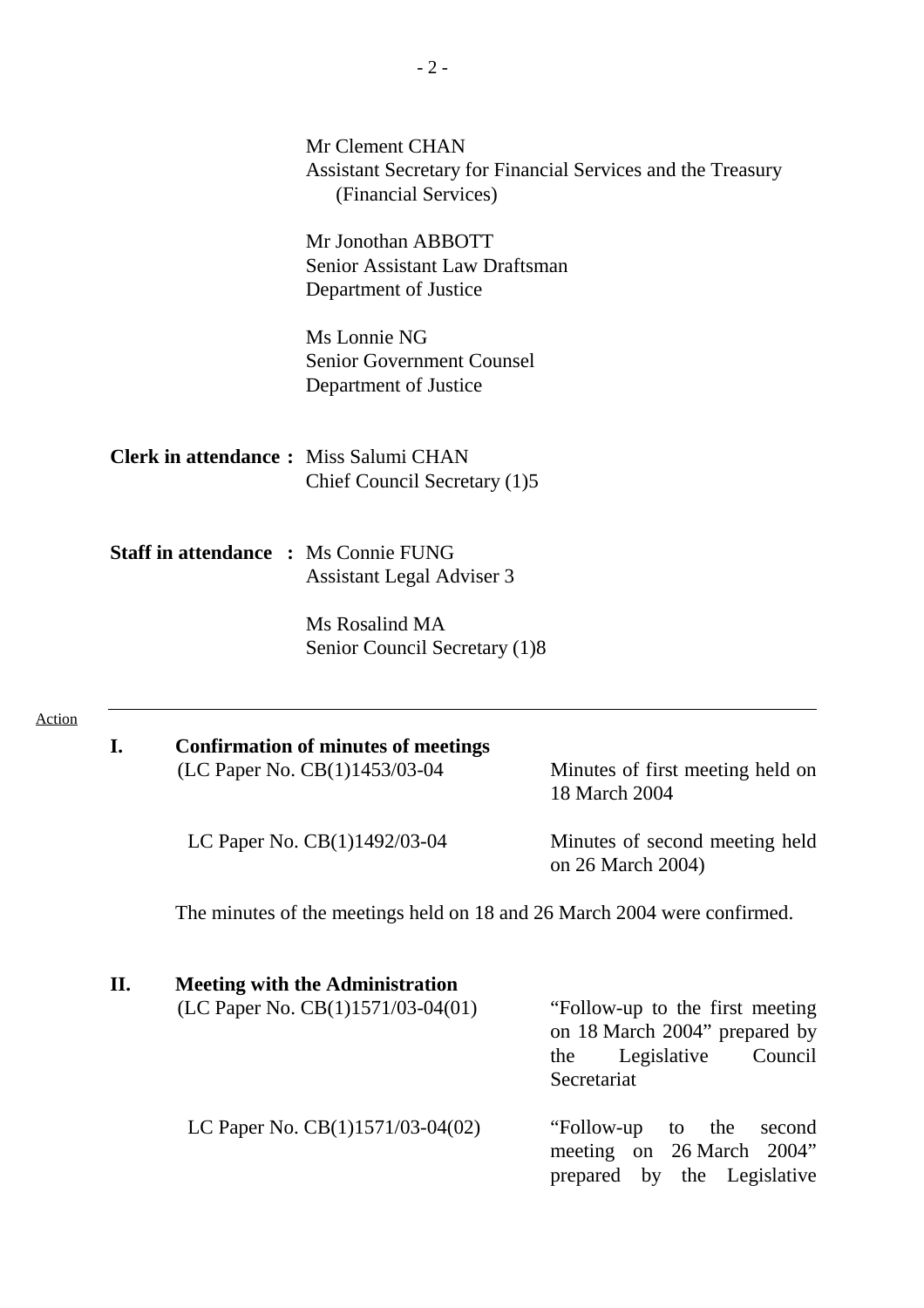Mr Clement CHAN
Assistant Secretary for Financial Services and the Treasury (Financial Services)

Mr Jonothan ABBOTT
Senior Assistant Law Draftsman
Department of Justice

Ms Lonnie NG
Senior Government Counsel
Department of Justice

**Clerk in attendance :** Miss Salumi CHAN
Chief Council Secretary (1)5

**Staff in attendance :** Ms Connie FUNG
Assistant Legal Adviser 3

Ms Rosalind MA
Senior Council Secretary (1)8

Action

---

**I. Confirmation of minutes of meetings**

(LC Paper No. CB(1)1453/03-04 — Minutes of first meeting held on 18 March 2004

LC Paper No. CB(1)1492/03-04 — Minutes of second meeting held on 26 March 2004)

The minutes of the meetings held on 18 and 26 March 2004 were confirmed.

**II. Meeting with the Administration**

(LC Paper No. CB(1)1571/03-04(01) — "Follow-up to the first meeting on 18 March 2004" prepared by the Legislative Council Secretariat

LC Paper No. CB(1)1571/03-04(02) — "Follow-up to the second meeting on 26 March 2004" prepared by the Legislative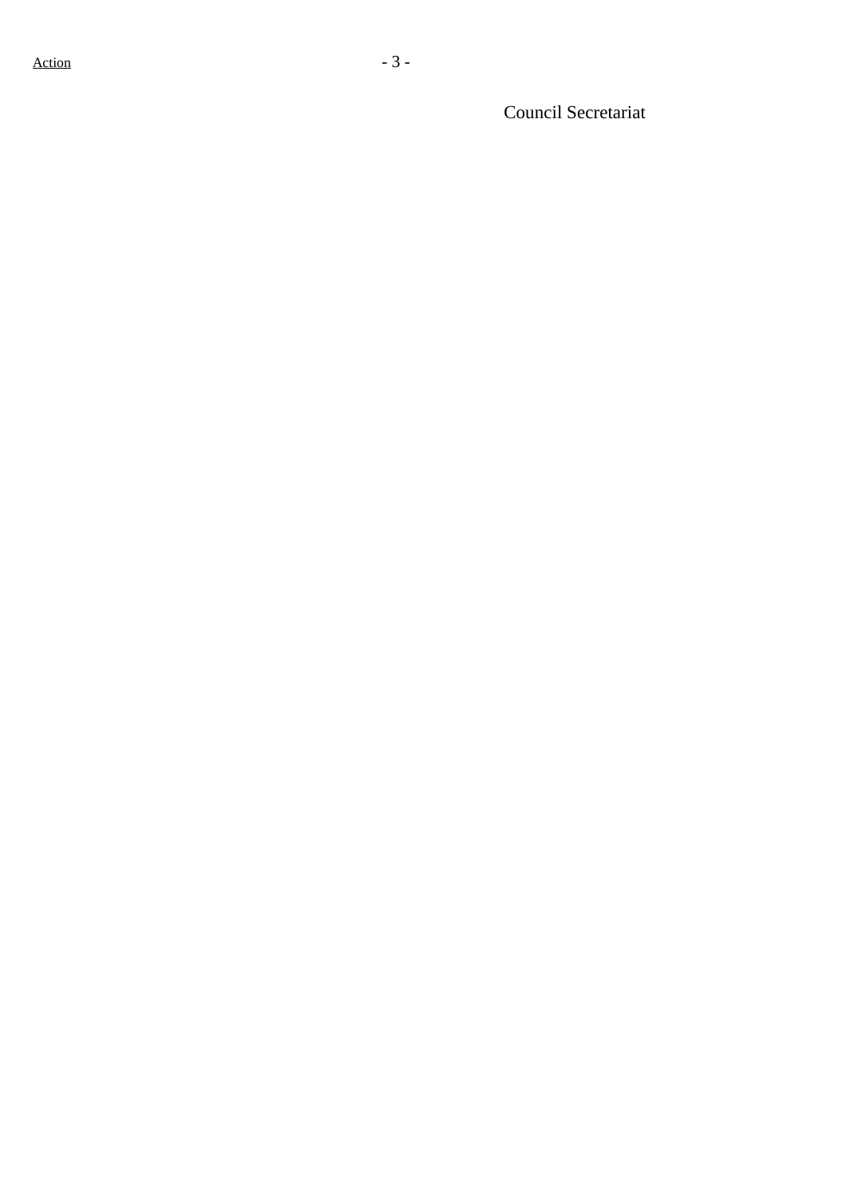Council Secretariat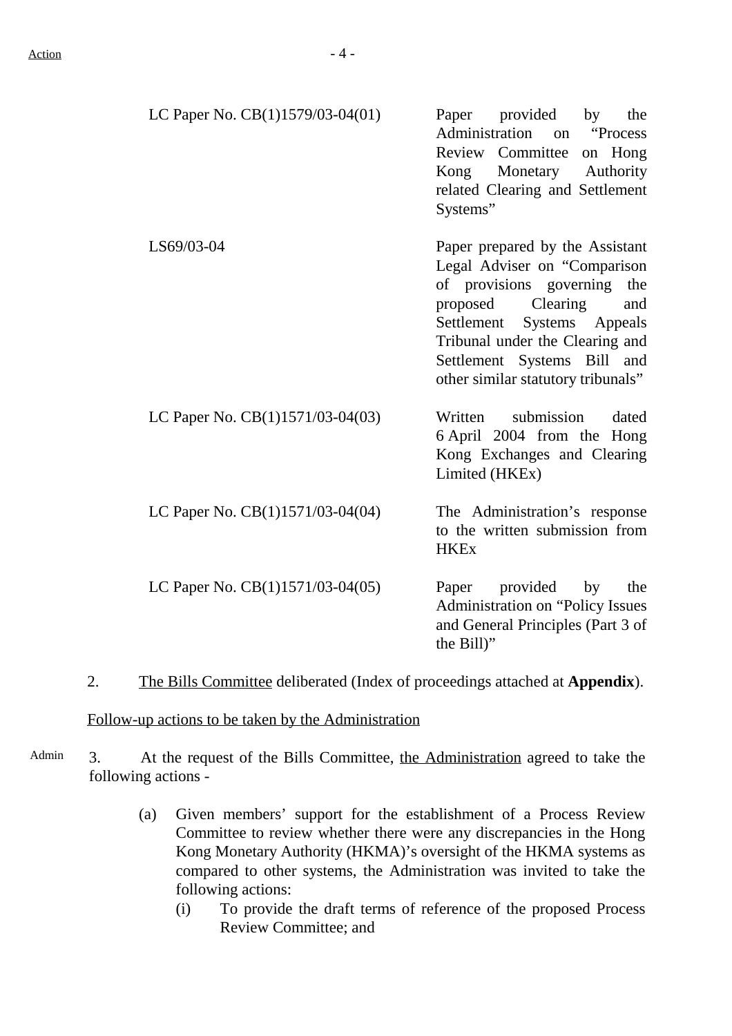| | |
|---|---|
| LC Paper No. CB(1)1579/03-04(01) | Paper provided by the Administration on "Process Review Committee on Hong Kong Monetary Authority related Clearing and Settlement Systems" |
| LS69/03-04 | Paper prepared by the Assistant Legal Adviser on "Comparison of provisions governing the proposed Clearing and Settlement Systems Appeals Tribunal under the Clearing and Settlement Systems Bill and other similar statutory tribunals" |
| LC Paper No. CB(1)1571/03-04(03) | Written submission dated 6 April 2004 from the Hong Kong Exchanges and Clearing Limited (HKEx) |
| LC Paper No. CB(1)1571/03-04(04) | The Administration's response to the written submission from HKEx |
| LC Paper No. CB(1)1571/03-04(05) | Paper provided by the Administration on "Policy Issues and General Principles (Part 3 of the Bill)" |

2. The Bills Committee deliberated (Index of proceedings attached at **Appendix**).

Follow-up actions to be taken by the Administration

Admin

3. At the request of the Bills Committee, the Administration agreed to take the following actions -

(a) Given members' support for the establishment of a Process Review Committee to review whether there were any discrepancies in the Hong Kong Monetary Authority (HKMA)'s oversight of the HKMA systems as compared to other systems, the Administration was invited to take the following actions:

(i) To provide the draft terms of reference of the proposed Process Review Committee; and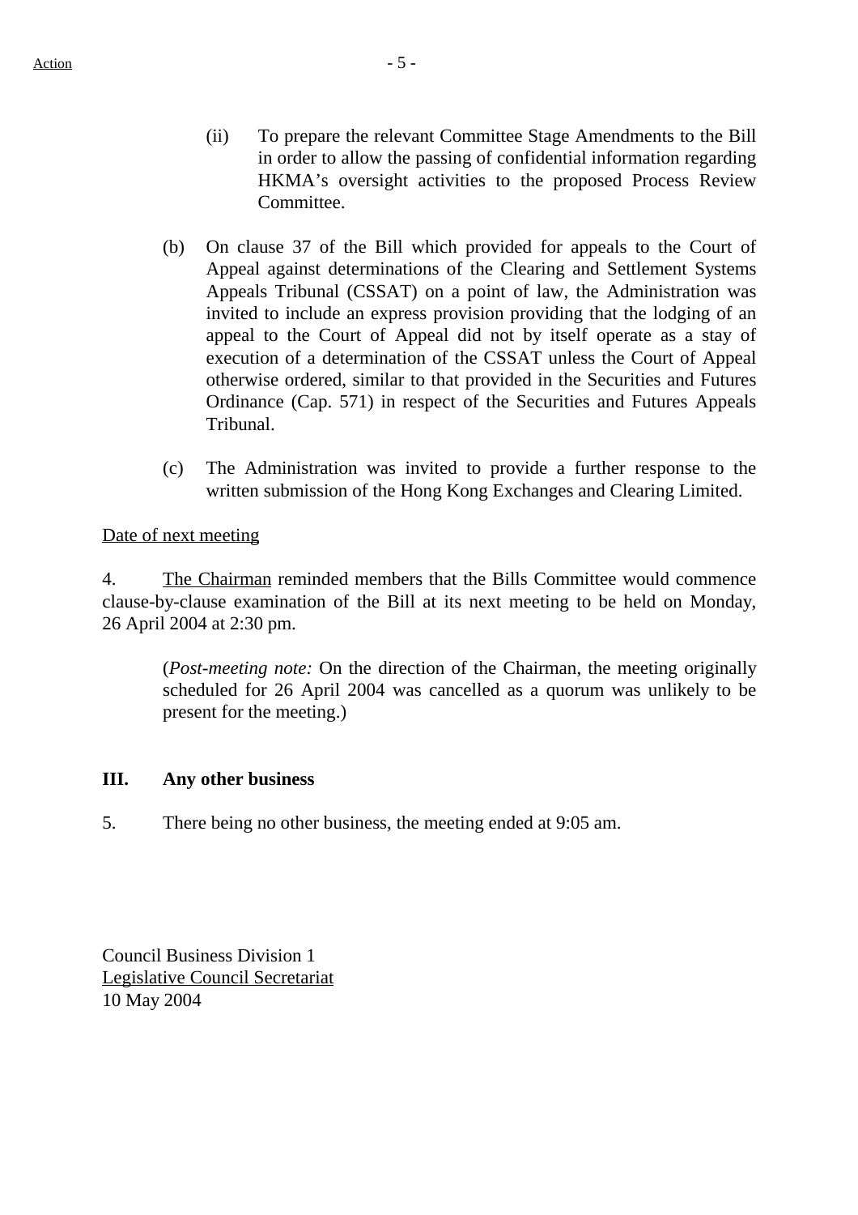(ii) To prepare the relevant Committee Stage Amendments to the Bill in order to allow the passing of confidential information regarding HKMA's oversight activities to the proposed Process Review Committee.

(b) On clause 37 of the Bill which provided for appeals to the Court of Appeal against determinations of the Clearing and Settlement Systems Appeals Tribunal (CSSAT) on a point of law, the Administration was invited to include an express provision providing that the lodging of an appeal to the Court of Appeal did not by itself operate as a stay of execution of a determination of the CSSAT unless the Court of Appeal otherwise ordered, similar to that provided in the Securities and Futures Ordinance (Cap. 571) in respect of the Securities and Futures Appeals Tribunal.

(c) The Administration was invited to provide a further response to the written submission of the Hong Kong Exchanges and Clearing Limited.

<u>Date of next meeting</u>

4. <u>The Chairman</u> reminded members that the Bills Committee would commence clause-by-clause examination of the Bill at its next meeting to be held on Monday, 26 April 2004 at 2:30 pm.

(*Post-meeting note:* On the direction of the Chairman, the meeting originally scheduled for 26 April 2004 was cancelled as a quorum was unlikely to be present for the meeting.)

## III. Any other business

5. There being no other business, the meeting ended at 9:05 am.

Council Business Division 1
<u>Legislative Council Secretariat</u>
10 May 2004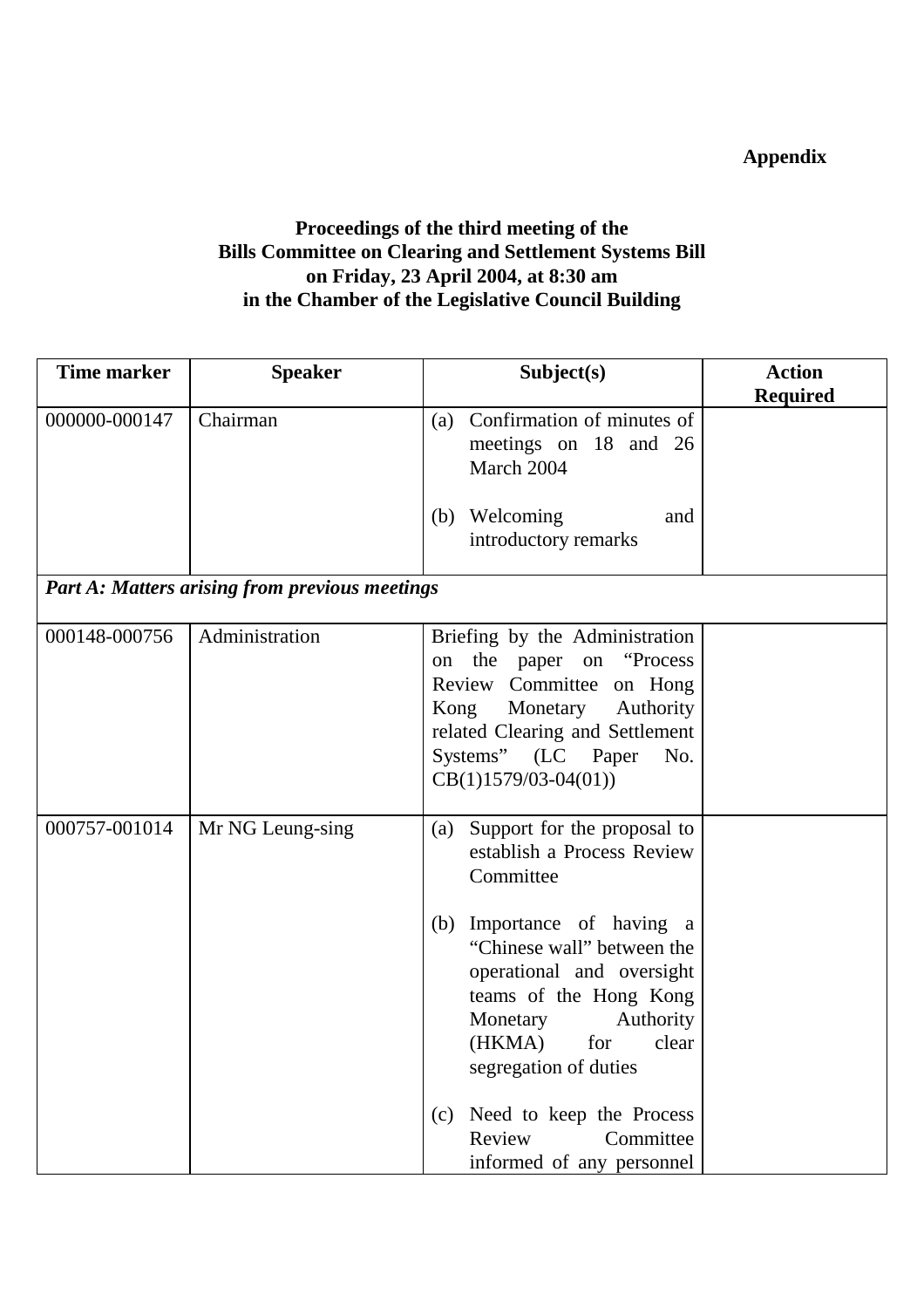**Appendix**

**Proceedings of the third meeting of the**
**Bills Committee on Clearing and Settlement Systems Bill**
**on Friday, 23 April 2004, at 8:30 am**
**in the Chamber of the Legislative Council Building**

| Time marker | Speaker | Subject(s) | Action Required |
|---|---|---|---|
| 000000-000147 | Chairman | (a) Confirmation of minutes of meetings on 18 and 26 March 2004<br><br>(b) Welcoming and introductory remarks | |
| ***Part A: Matters arising from previous meetings*** | | | |
| 000148-000756 | Administration | Briefing by the Administration on the paper on "Process Review Committee on Hong Kong Monetary Authority related Clearing and Settlement Systems" (LC Paper No. CB(1)1579/03-04(01)) | |
| 000757-001014 | Mr NG Leung-sing | (a) Support for the proposal to establish a Process Review Committee<br><br>(b) Importance of having a "Chinese wall" between the operational and oversight teams of the Hong Kong Monetary Authority (HKMA) for clear segregation of duties<br><br>(c) Need to keep the Process Review Committee informed of any personnel | |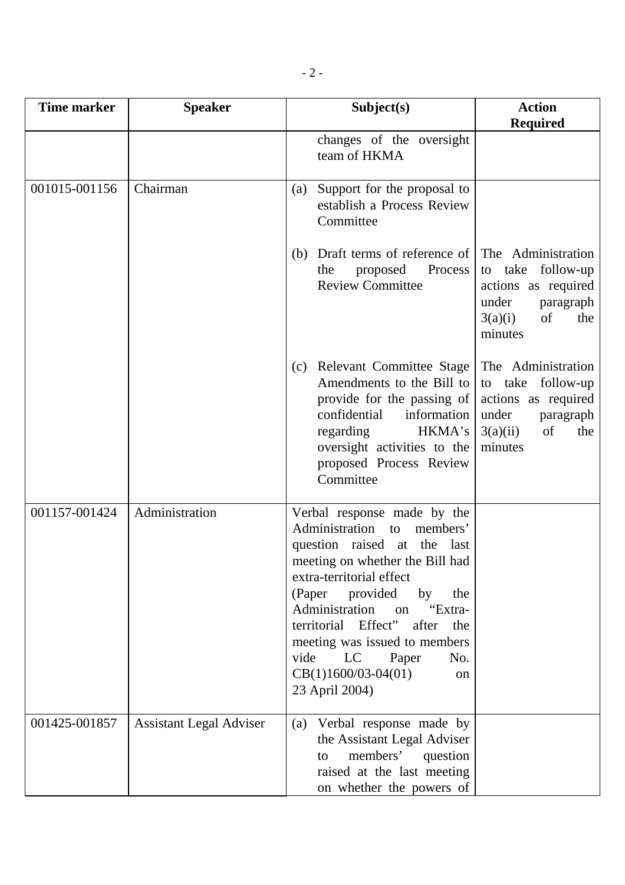| Time marker | Speaker | Subject(s) | Action Required |
|---|---|---|---|
| | | changes of the oversight team of HKMA | |
| 001015-001156 | Chairman | (a) Support for the proposal to establish a Process Review Committee | |
| | | (b) Draft terms of reference of the proposed Process Review Committee | The Administration to take follow-up actions as required under paragraph 3(a)(i) of the minutes |
| | | (c) Relevant Committee Stage Amendments to the Bill to provide for the passing of confidential information regarding HKMA's oversight activities to the proposed Process Review Committee | The Administration to take follow-up actions as required under paragraph 3(a)(ii) of the minutes |
| 001157-001424 | Administration | Verbal response made by the Administration to members' question raised at the last meeting on whether the Bill had extra-territorial effect (Paper provided by the Administration on "Extra-territorial Effect" after the meeting was issued to members vide LC Paper No. CB(1)1600/03-04(01) on 23 April 2004) | |
| 001425-001857 | Assistant Legal Adviser | (a) Verbal response made by the Assistant Legal Adviser to members' question raised at the last meeting on whether the powers of | |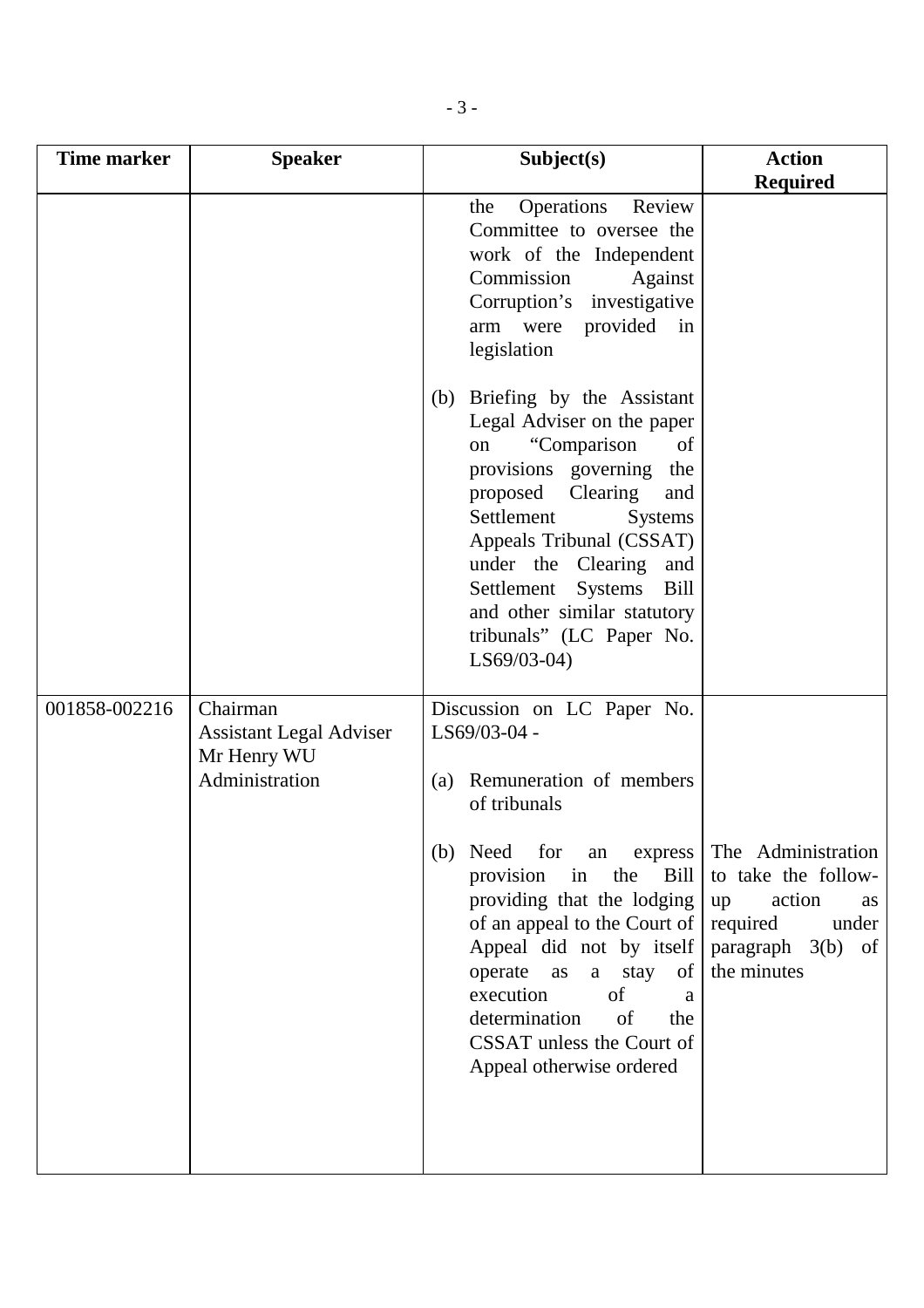| Time marker | Speaker | Subject(s) | Action Required |
|---|---|---|---|
| | | the Operations Review Committee to oversee the work of the Independent Commission Against Corruption's investigative arm were provided in legislation<br><br>(b) Briefing by the Assistant Legal Adviser on the paper on "Comparison of provisions governing the proposed Clearing and Settlement Systems Appeals Tribunal (CSSAT) under the Clearing and Settlement Systems Bill and other similar statutory tribunals" (LC Paper No. LS69/03-04) | |
| 001858-002216 | Chairman<br>Assistant Legal Adviser<br>Mr Henry WU<br>Administration | Discussion on LC Paper No. LS69/03-04 -<br><br>(a) Remuneration of members of tribunals<br><br>(b) Need for an express provision in the Bill providing that the lodging of an appeal to the Court of Appeal did not by itself operate as a stay of execution of a determination of the CSSAT unless the Court of Appeal otherwise ordered | The Administration to take the follow-up action as required under paragraph 3(b) of the minutes |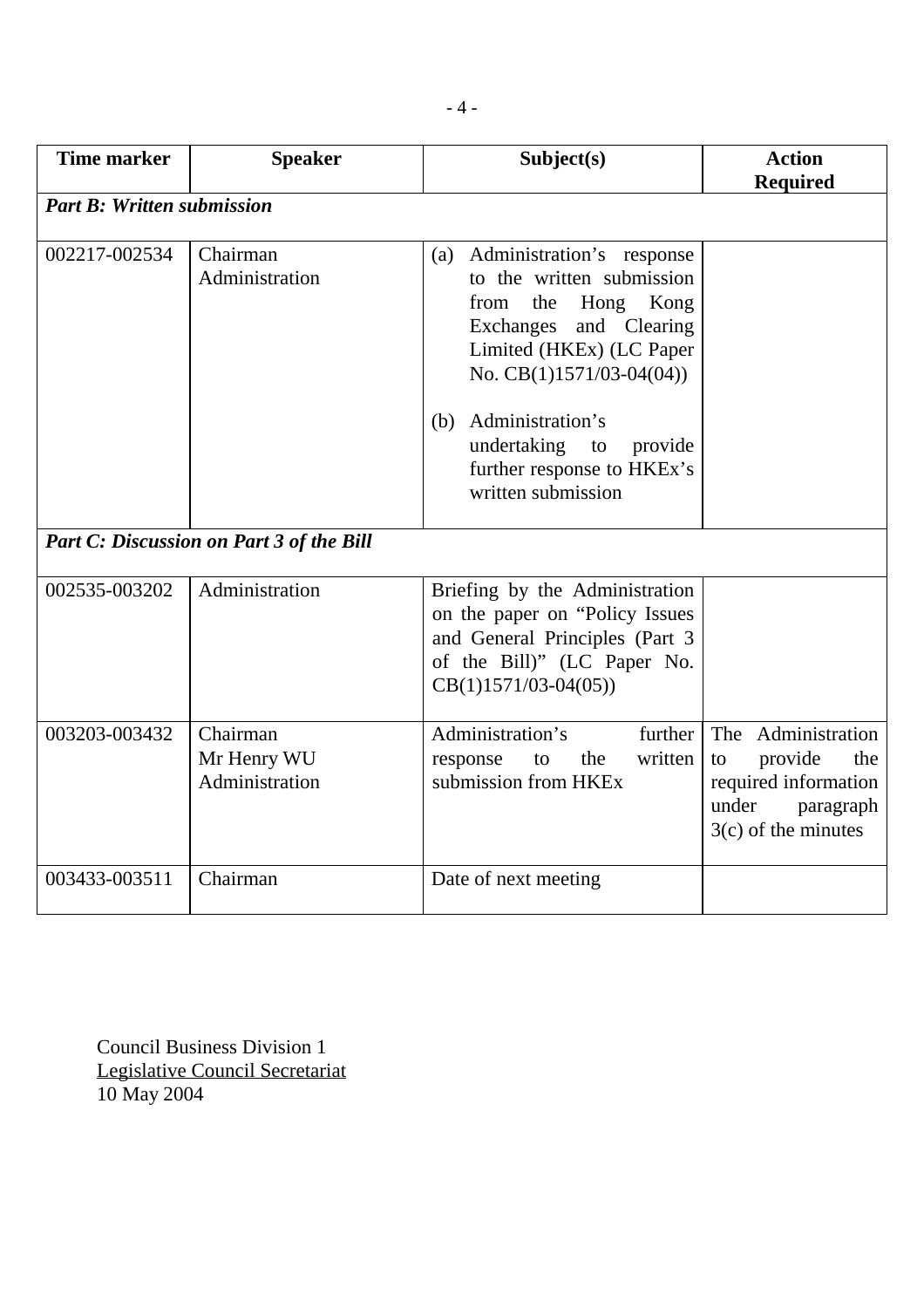| Time marker | Speaker | Subject(s) | Action Required |
|---|---|---|---|
| ***Part B: Written submission*** | | | |
| 002217-002534 | Chairman<br>Administration | (a) Administration's response to the written submission from the Hong Kong Exchanges and Clearing Limited (HKEx) (LC Paper No. CB(1)1571/03-04(04))<br><br>(b) Administration's undertaking to provide further response to HKEx's written submission | |
| ***Part C: Discussion on Part 3 of the Bill*** | | | |
| 002535-003202 | Administration | Briefing by the Administration on the paper on "Policy Issues and General Principles (Part 3 of the Bill)" (LC Paper No. CB(1)1571/03-04(05)) | |
| 003203-003432 | Chairman<br>Mr Henry WU<br>Administration | Administration's further response to the written submission from HKEx | The Administration to provide the required information under paragraph 3(c) of the minutes |
| 003433-003511 | Chairman | Date of next meeting | |

Council Business Division 1
Legislative Council Secretariat
10 May 2004